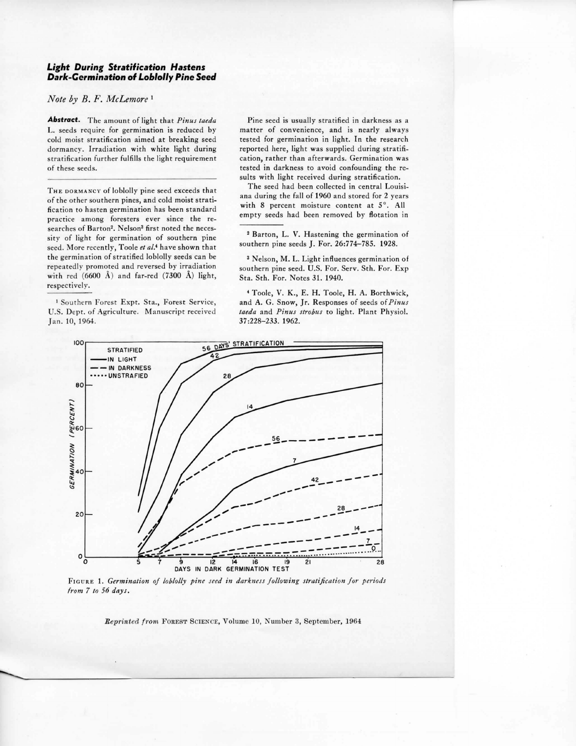## *Light During Stratification Hastens Dark-Germination of Loblolly Pine Seed*

*Note by B. F. McLemore* [1]

***Abstract.*** The amount of light that *Pinus taeda* L. seeds require for germination is reduced by cold moist stratification aimed at breaking seed dormancy. Irradiation with white light during stratification further fulfills the light requirement of these seeds.

---

THE DORMANCY of loblolly pine seed exceeds that of the other southern pines, and cold moist stratification to hasten germination has been standard practice among foresters ever since the researches of Barton[2]. Nelson[3] first noted the necessity of light for germination of southern pine seed. More recently, Toole *et al.*[4] have shown that the germination of stratified loblolly seeds can be repeatedly promoted and reversed by irradiation with red (6600 Å) and far-red (7300 Å) light, respectively.

Pine seed is usually stratified in darkness as a matter of convenience, and is nearly always tested for germination in light. In the research reported here, light was supplied during stratification, rather than afterwards. Germination was tested in darkness to avoid confounding the results with light received during stratification.

The seed had been collected in central Louisiana during the fall of 1960 and stored for 2 years with 8 percent moisture content at 5°. All empty seeds had been removed by flotation in

[1] Southern Forest Expt. Sta., Forest Service, U.S. Dept. of Agriculture. Manuscript received Jan. 10, 1964.

[2] Barton, L. V. Hastening the germination of southern pine seeds J. For. 26:774–785. 1928.

[3] Nelson, M. L. Light influences germination of southern pine seed. U.S. For. Serv. Sth. For. Exp Sta. Sth. For. Notes 31. 1940.

[4] Toole, V. K., E. H. Toole, H. A. Borthwick, and A. G. Snow, Jr. Responses of seeds of *Pinus taeda* and *Pinus strobus* to light. Plant Physiol. 37:228–233. 1962.

FIGURE 1. *Germination of loblolly pine seed in darkness following stratification for periods from 7 to 56 days.*

*Reprinted from* FOREST SCIENCE, Volume 10, Number 3, September, 1964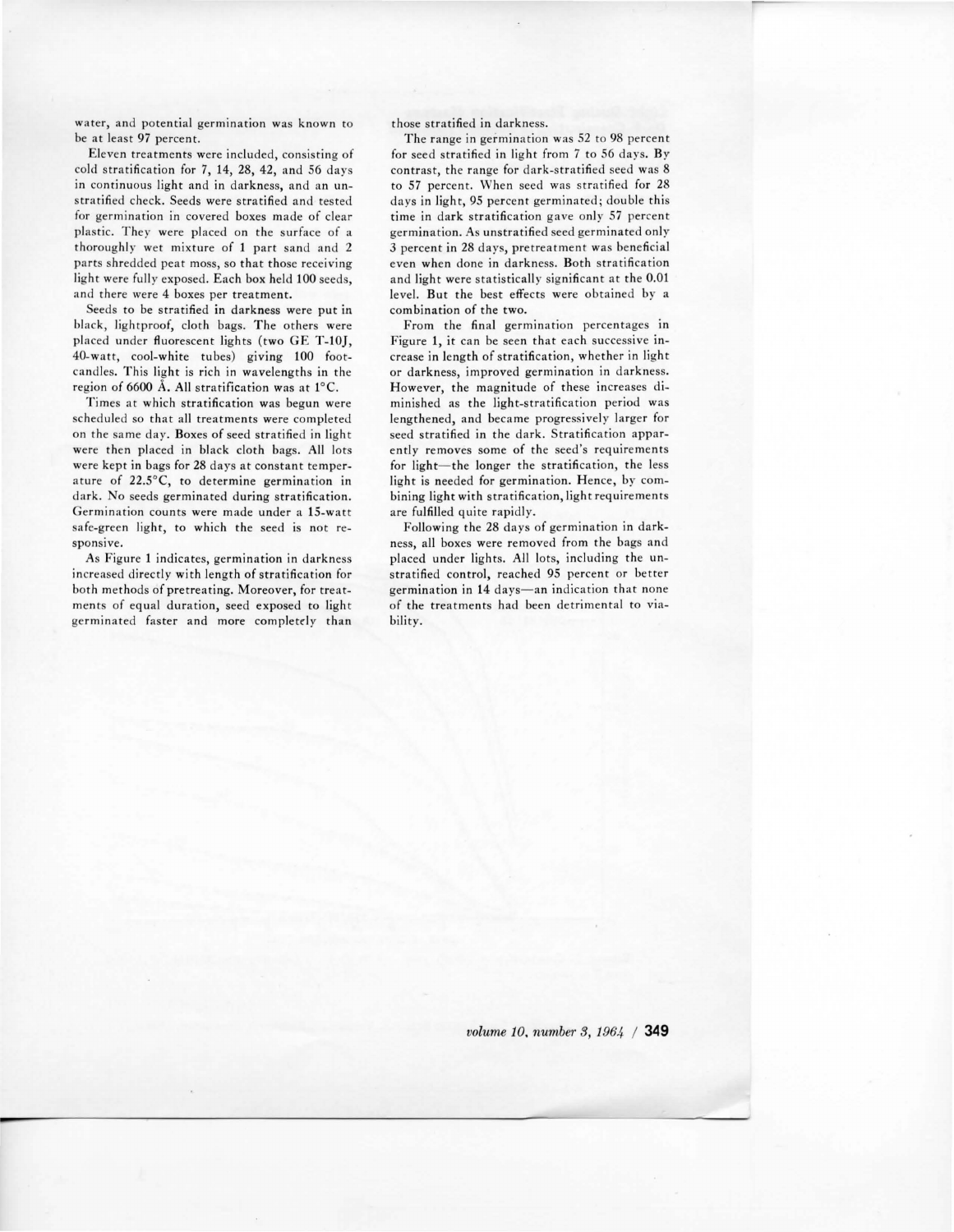water, and potential germination was known to be at least 97 percent.

Eleven treatments were included, consisting of cold stratification for 7, 14, 28, 42, and 56 days in continuous light and in darkness, and an unstratified check. Seeds were stratified and tested for germination in covered boxes made of clear plastic. They were placed on the surface of a thoroughly wet mixture of 1 part sand and 2 parts shredded peat moss, so that those receiving light were fully exposed. Each box held 100 seeds, and there were 4 boxes per treatment.

Seeds to be stratified in darkness were put in black, lightproof, cloth bags. The others were placed under fluorescent lights (two GE T-10J, 40-watt, cool-white tubes) giving 100 foot-candles. This light is rich in wavelengths in the region of 6600 Å. All stratification was at 1°C.

Times at which stratification was begun were scheduled so that all treatments were completed on the same day. Boxes of seed stratified in light were then placed in black cloth bags. All lots were kept in bags for 28 days at constant temperature of 22.5°C, to determine germination in dark. No seeds germinated during stratification. Germination counts were made under a 15-watt safe-green light, to which the seed is not responsive.

As Figure 1 indicates, germination in darkness increased directly with length of stratification for both methods of pretreating. Moreover, for treatments of equal duration, seed exposed to light germinated faster and more completely than those stratified in darkness.

The range in germination was 52 to 98 percent for seed stratified in light from 7 to 56 days. By contrast, the range for dark-stratified seed was 8 to 57 percent. When seed was stratified for 28 days in light, 95 percent germinated; double this time in dark stratification gave only 57 percent germination. As unstratified seed germinated only 3 percent in 28 days, pretreatment was beneficial even when done in darkness. Both stratification and light were statistically significant at the 0.01 level. But the best effects were obtained by a combination of the two.

From the final germination percentages in Figure 1, it can be seen that each successive increase in length of stratification, whether in light or darkness, improved germination in darkness. However, the magnitude of these increases diminished as the light-stratification period was lengthened, and became progressively larger for seed stratified in the dark. Stratification apparently removes some of the seed's requirements for light—the longer the stratification, the less light is needed for germination. Hence, by combining light with stratification, light requirements are fulfilled quite rapidly.

Following the 28 days of germination in darkness, all boxes were removed from the bags and placed under lights. All lots, including the unstratified control, reached 95 percent or better germination in 14 days—an indication that none of the treatments had been detrimental to viability.